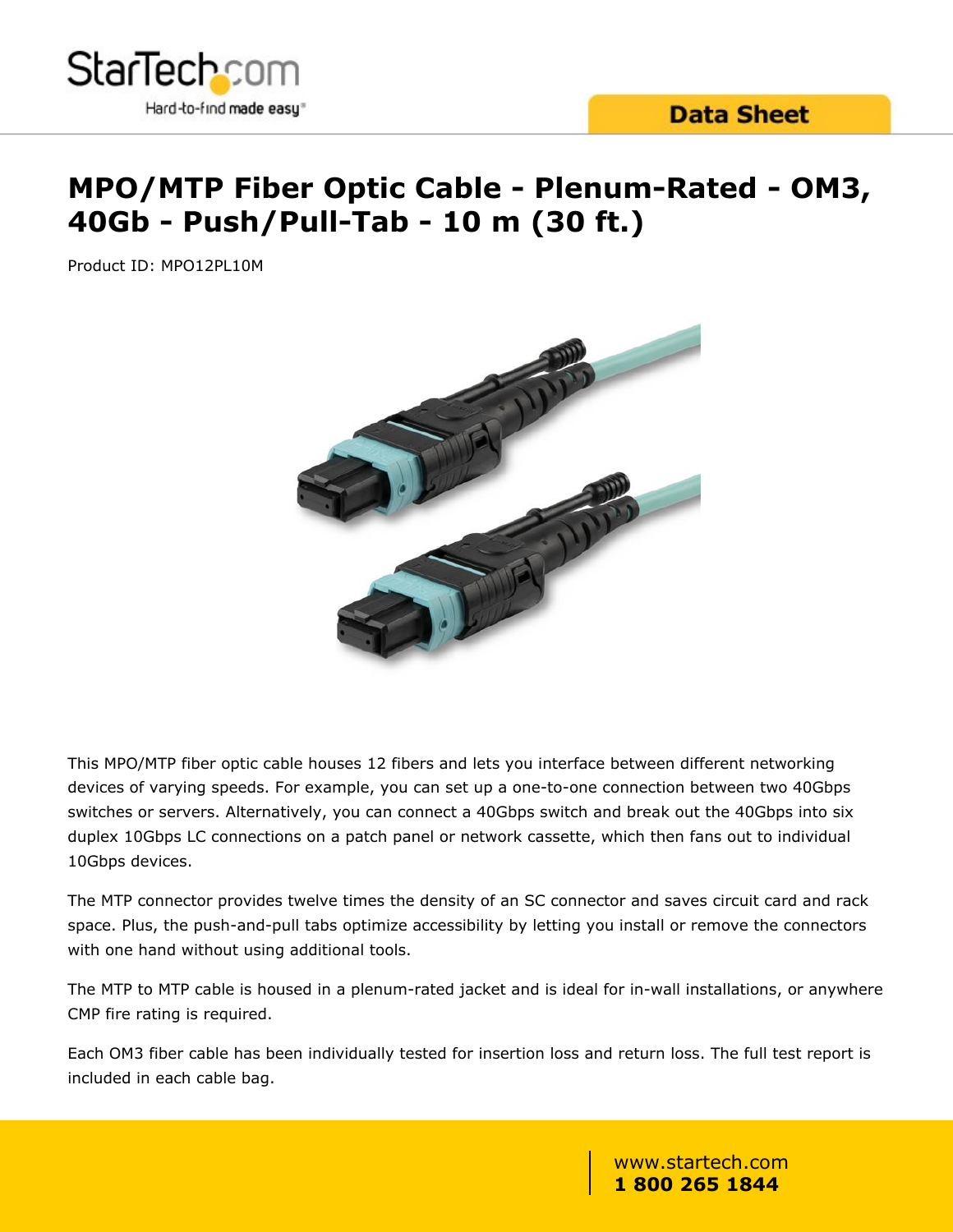# MPO/MTP Fiber Optic Cable - Plenum-Rated - OM3, 40Gb - Push/Pull-Tab - 10 m (30 ft.)

Product ID: MPO12PL10M

This MPO/MTP fiber optic cable houses 12 fibers and lets you interface between different networking devices of varying speeds. For example, you can set up a one-to-one connection between two 40Gbps switches or servers. Alternatively, you can connect a 40Gbps switch and break out the 40Gbps into six duplex 10Gbps LC connections on a patch panel or network cassette, which then fans out to individual 10Gbps devices.

The MTP connector provides twelve times the density of an SC connector and saves circuit card and rack space. Plus, the push-and-pull tabs optimize accessibility by letting you install or remove the connectors with one hand without using additional tools.

The MTP to MTP cable is housed in a plenum-rated jacket and is ideal for in-wall installations, or anywhere CMP fire rating is required.

Each OM3 fiber cable has been individually tested for insertion loss and return loss. The full test report is included in each cable bag.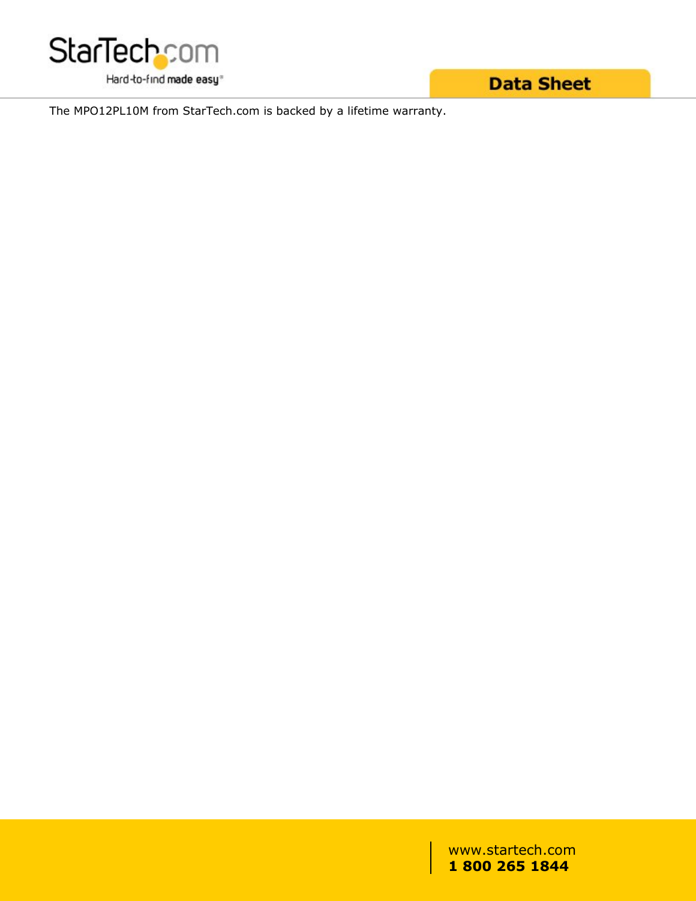The MPO12PL10M from StarTech.com is backed by a lifetime warranty.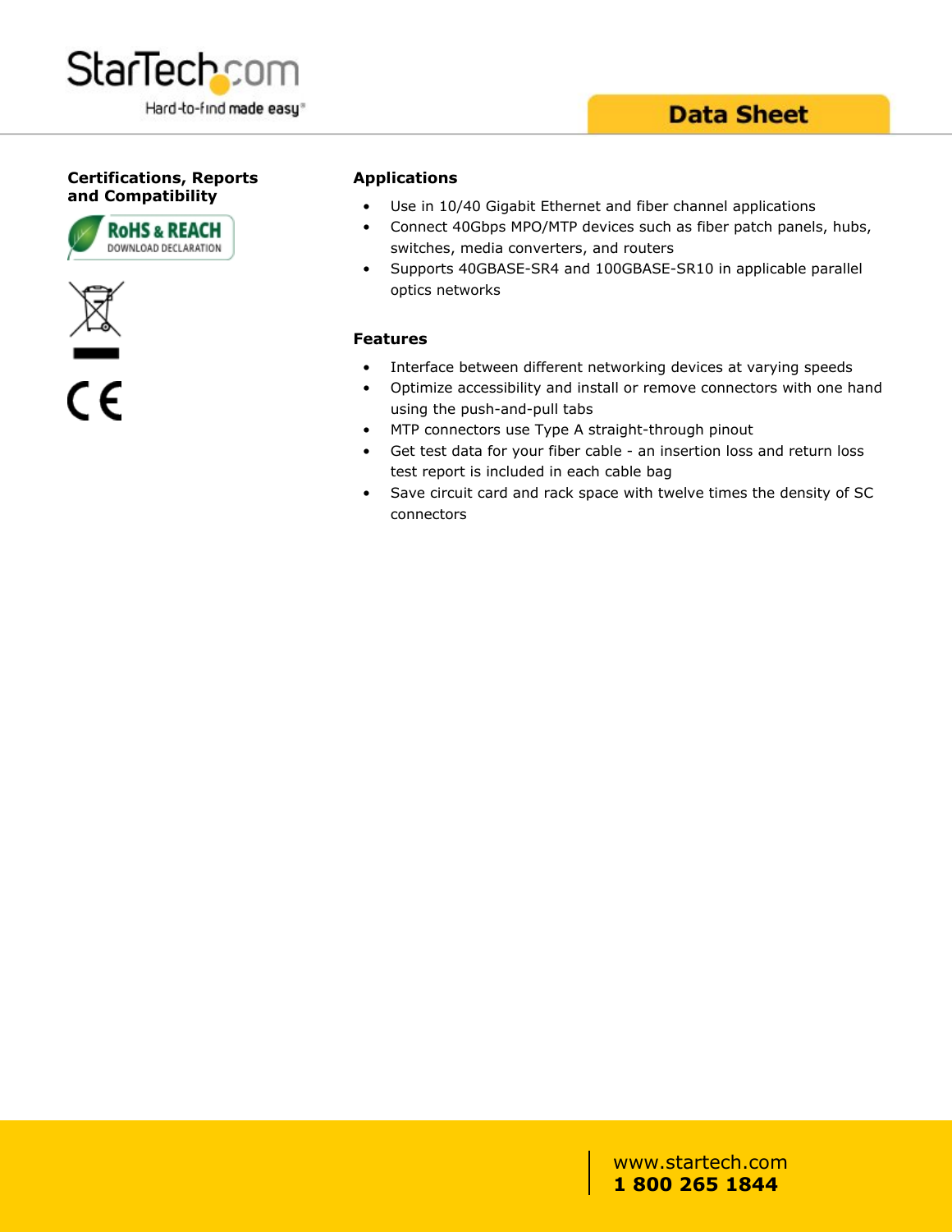## Certifications, Reports and Compatibility

RoHS & REACH DOWNLOAD DECLARATION

## Applications

- Use in 10/40 Gigabit Ethernet and fiber channel applications
- Connect 40Gbps MPO/MTP devices such as fiber patch panels, hubs, switches, media converters, and routers
- Supports 40GBASE-SR4 and 100GBASE-SR10 in applicable parallel optics networks

## Features

- Interface between different networking devices at varying speeds
- Optimize accessibility and install or remove connectors with one hand using the push-and-pull tabs
- MTP connectors use Type A straight-through pinout
- Get test data for your fiber cable - an insertion loss and return loss test report is included in each cable bag
- Save circuit card and rack space with twelve times the density of SC connectors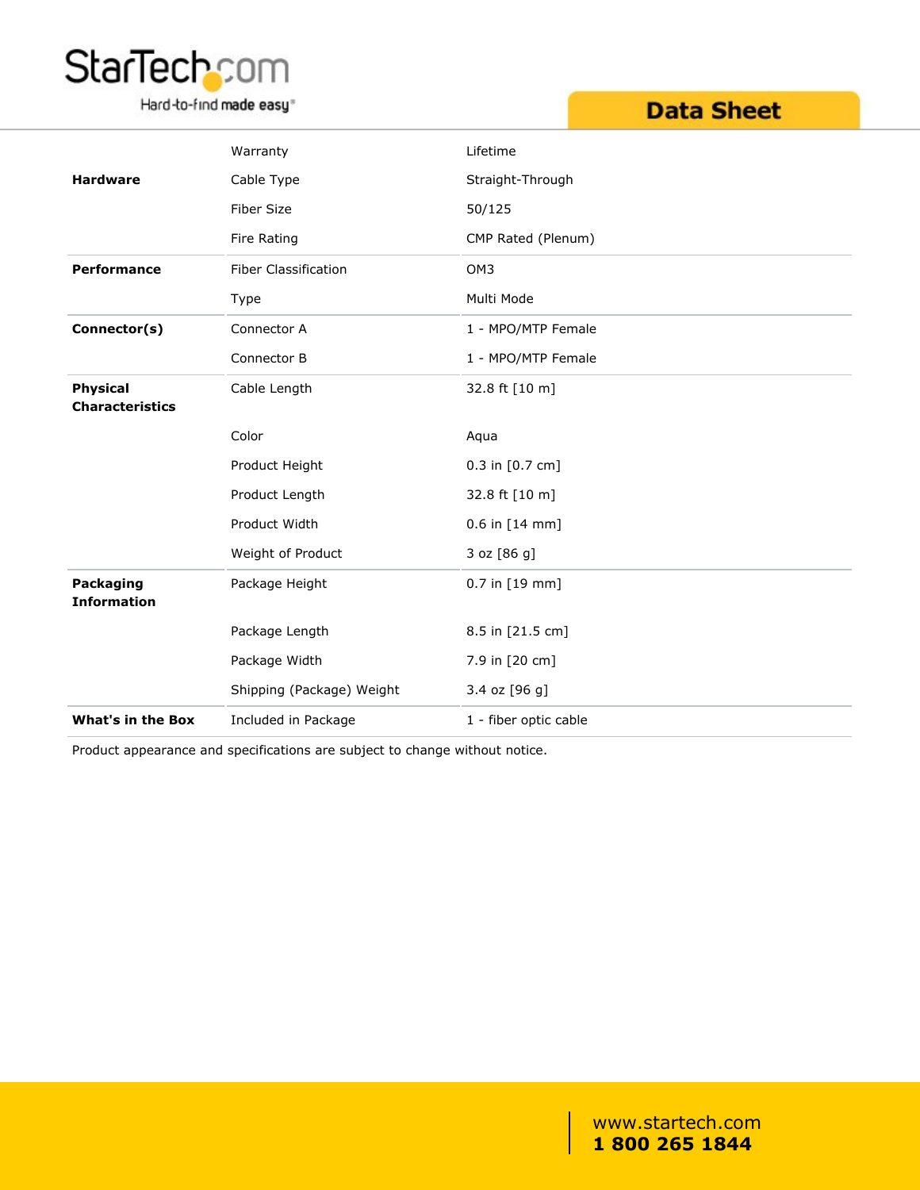| | | |
|---|---|---|
| **Hardware** | Warranty | Lifetime |
| | Cable Type | Straight-Through |
| | Fiber Size | 50/125 |
| | Fire Rating | CMP Rated (Plenum) |
| **Performance** | Fiber Classification | OM3 |
| | Type | Multi Mode |
| **Connector(s)** | Connector A | 1 - MPO/MTP Female |
| | Connector B | 1 - MPO/MTP Female |
| **Physical Characteristics** | Cable Length | 32.8 ft [10 m] |
| | Color | Aqua |
| | Product Height | 0.3 in [0.7 cm] |
| | Product Length | 32.8 ft [10 m] |
| | Product Width | 0.6 in [14 mm] |
| | Weight of Product | 3 oz [86 g] |
| **Packaging Information** | Package Height | 0.7 in [19 mm] |
| | Package Length | 8.5 in [21.5 cm] |
| | Package Width | 7.9 in [20 cm] |
| | Shipping (Package) Weight | 3.4 oz [96 g] |
| **What's in the Box** | Included in Package | 1 - fiber optic cable |

Product appearance and specifications are subject to change without notice.